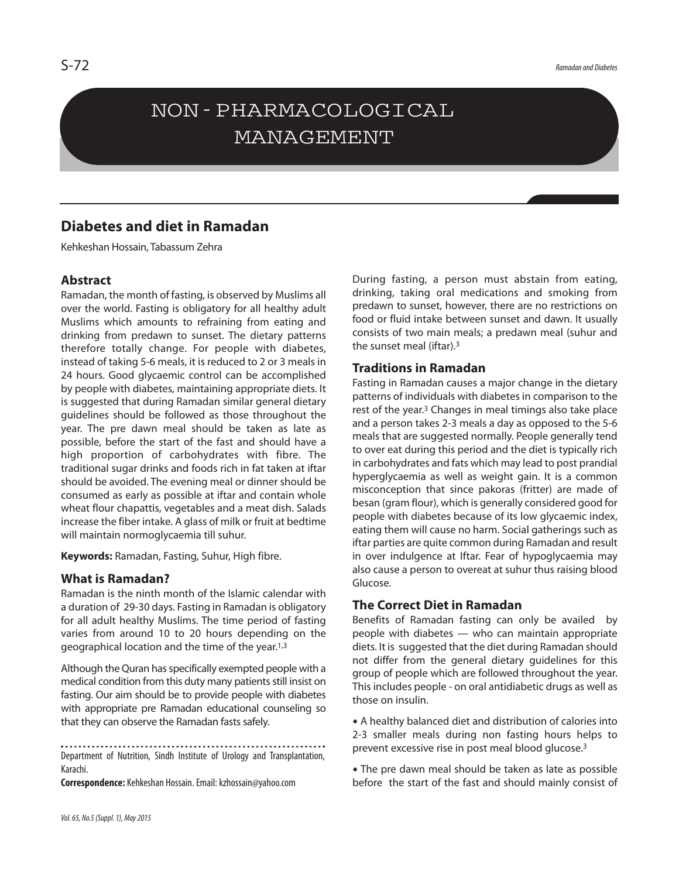# NON - PHARMACOLOGICAL MANAGEMENT

## Diabetes and diet in Ramadan

Kehkeshan Hossain, Tabassum Zehra

### Abstract

Ramadan, the month of fasting, is observed by Muslims all over the world. Fasting is obligatory for all healthy adult Muslims which amounts to refraining from eating and drinking from predawn to sunset. The dietary patterns therefore totally change. For people with diabetes, instead of taking 5-6 meals, it is reduced to 2 or 3 meals in 24 hours. Good glycaemic control can be accomplished by people with diabetes, maintaining appropriate diets. It is suggested that during Ramadan similar general dietary guidelines should be followed as those throughout the year. The pre dawn meal should be taken as late as possible, before the start of the fast and should have a high proportion of carbohydrates with fibre. The traditional sugar drinks and foods rich in fat taken at iftar should be avoided. The evening meal or dinner should be consumed as early as possible at iftar and contain whole wheat flour chapattis, vegetables and a meat dish. Salads increase the fiber intake. A glass of milk or fruit at bedtime will maintain normoglycaemia till suhur.

**Keywords:** Ramadan, Fasting, Suhur, High fibre.

### What is Ramadan?

Ramadan is the ninth month of the Islamic calendar with a duration of 29-30 days. Fasting in Ramadan is obligatory for all adult healthy Muslims. The time period of fasting varies from around 10 to 20 hours depending on the geographical location and the time of the year.[1,3]

Although the Quran has specifically exempted people with a medical condition from this duty many patients still insist on fasting. Our aim should be to provide people with diabetes with appropriate pre Ramadan educational counseling so that they can observe the Ramadan fasts safely.

Department of Nutrition, Sindh Institute of Urology and Transplantation, Karachi.

**Correspondence:** Kehkeshan Hossain. Email: kzhossain@yahoo.com

During fasting, a person must abstain from eating, drinking, taking oral medications and smoking from predawn to sunset, however, there are no restrictions on food or fluid intake between sunset and dawn. It usually consists of two main meals; a predawn meal (suhur and the sunset meal (iftar).[3]

### Traditions in Ramadan

Fasting in Ramadan causes a major change in the dietary patterns of individuals with diabetes in comparison to the rest of the year.[3] Changes in meal timings also take place and a person takes 2-3 meals a day as opposed to the 5-6 meals that are suggested normally. People generally tend to over eat during this period and the diet is typically rich in carbohydrates and fats which may lead to post prandial hyperglycaemia as well as weight gain. It is a common misconception that since pakoras (fritter) are made of besan (gram flour), which is generally considered good for people with diabetes because of its low glycaemic index, eating them will cause no harm. Social gatherings such as iftar parties are quite common during Ramadan and result in over indulgence at Iftar. Fear of hypoglycaemia may also cause a person to overeat at suhur thus raising blood Glucose.

### The Correct Diet in Ramadan

Benefits of Ramadan fasting can only be availed by people with diabetes — who can maintain appropriate diets. It is suggested that the diet during Ramadan should not differ from the general dietary guidelines for this group of people which are followed throughout the year. This includes people - on oral antidiabetic drugs as well as those on insulin.

- A healthy balanced diet and distribution of calories into 2-3 smaller meals during non fasting hours helps to prevent excessive rise in post meal blood glucose.[3]

- The pre dawn meal should be taken as late as possible before the start of the fast and should mainly consist of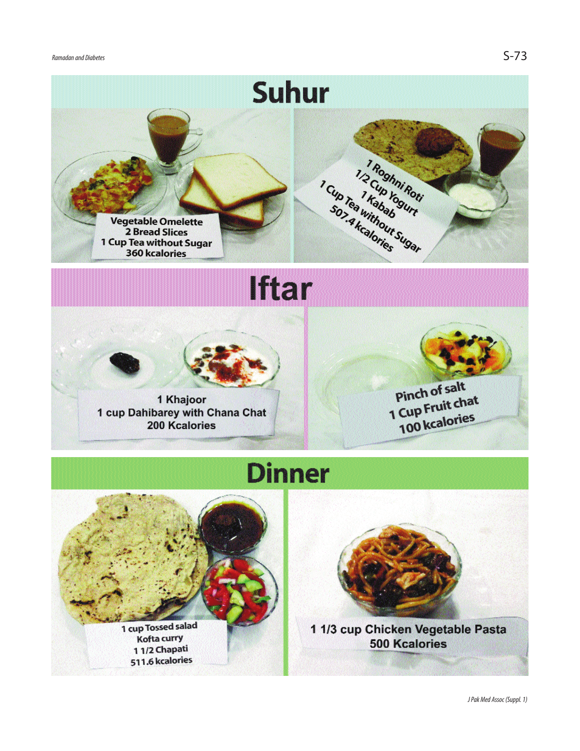# Suhur

Vegetable Omelette
2 Bread Slices
1 Cup Tea without Sugar
360 kcalories

1 Roghni Roti
1/2 Cup Yogurt
1 Kabab
1 Cup Tea without Sugar
507.4 kcalories

# Iftar

1 Khajoor
1 cup Dahibarey with Chana Chat
200 Kcalories

Pinch of salt
1 Cup Fruit chat
100 kcalories

# Dinner

1 cup Tossed salad
Kofta curry
1 1/2 Chapati
511.6 kcalories

1 1/3 cup Chicken Vegetable Pasta
500 Kcalories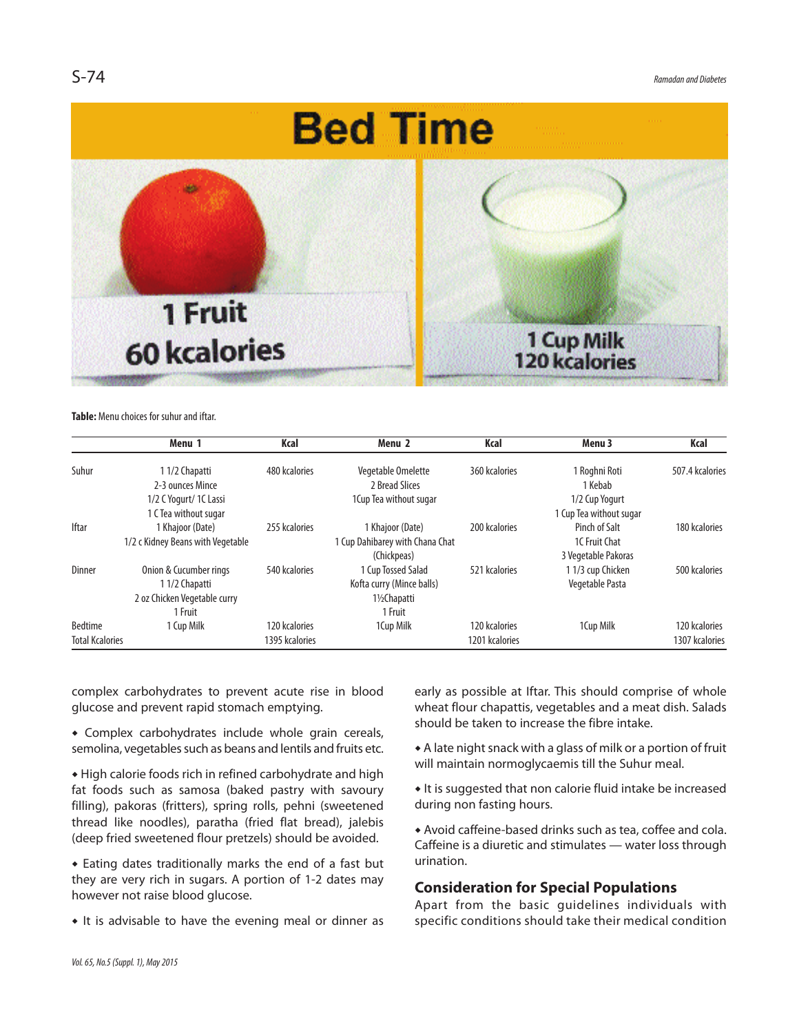# Bed Time

1 Fruit
60 kcalories

1 Cup Milk
120 kcalories

**Table:** Menu choices for suhur and iftar.

| | Menu 1 | Kcal | Menu 2 | Kcal | Menu 3 | Kcal |
|---|---|---|---|---|---|---|
| Suhur | 1 1/2 Chapatti<br>2-3 ounces Mince<br>1/2 C Yogurt/ 1C Lassi<br>1 C Tea without sugar | 480 kcalories | Vegetable Omelette<br>2 Bread Slices<br>1Cup Tea without sugar | 360 kcalories | 1 Roghni Roti<br>1 Kebab<br>1/2 Cup Yogurt<br>1 Cup Tea without sugar | 507.4 kcalories |
| Iftar | 1 Khajoor (Date)<br>1/2 c Kidney Beans with Vegetable | 255 kcalories | 1 Khajoor (Date)<br>1 Cup Dahibarey with Chana Chat (Chickpeas) | 200 kcalories | Pinch of Salt<br>1C Fruit Chat<br>3 Vegetable Pakoras | 180 kcalories |
| Dinner | Onion & Cucumber rings<br>1 1/2 Chapatti<br>2 oz Chicken Vegetable curry<br>1 Fruit | 540 kcalories | 1 Cup Tossed Salad<br>Kofta curry (Mince balls)<br>1½Chapatti<br>1 Fruit | 521 kcalories | 1 1/3 cup Chicken<br>Vegetable Pasta | 500 kcalories |
| Bedtime | 1 Cup Milk | 120 kcalories | 1Cup Milk | 120 kcalories | 1Cup Milk | 120 kcalories |
| Total Kcalories | | 1395 kcalories | | 1201 kcalories | | 1307 kcalories |

complex carbohydrates to prevent acute rise in blood glucose and prevent rapid stomach emptying.

- Complex carbohydrates include whole grain cereals, semolina, vegetables such as beans and lentils and fruits etc.

- High calorie foods rich in refined carbohydrate and high fat foods such as samosa (baked pastry with savoury filling), pakoras (fritters), spring rolls, pehni (sweetened thread like noodles), paratha (fried flat bread), jalebis (deep fried sweetened flour pretzels) should be avoided.

- Eating dates traditionally marks the end of a fast but they are very rich in sugars. A portion of 1-2 dates may however not raise blood glucose.

- It is advisable to have the evening meal or dinner as early as possible at Iftar. This should comprise of whole wheat flour chapattis, vegetables and a meat dish. Salads should be taken to increase the fibre intake.

- A late night snack with a glass of milk or a portion of fruit will maintain normoglycaemis till the Suhur meal.

- It is suggested that non calorie fluid intake be increased during non fasting hours.

- Avoid caffeine-based drinks such as tea, coffee and cola. Caffeine is a diuretic and stimulates — water loss through urination.

## Consideration for Special Populations

Apart from the basic guidelines individuals with specific conditions should take their medical condition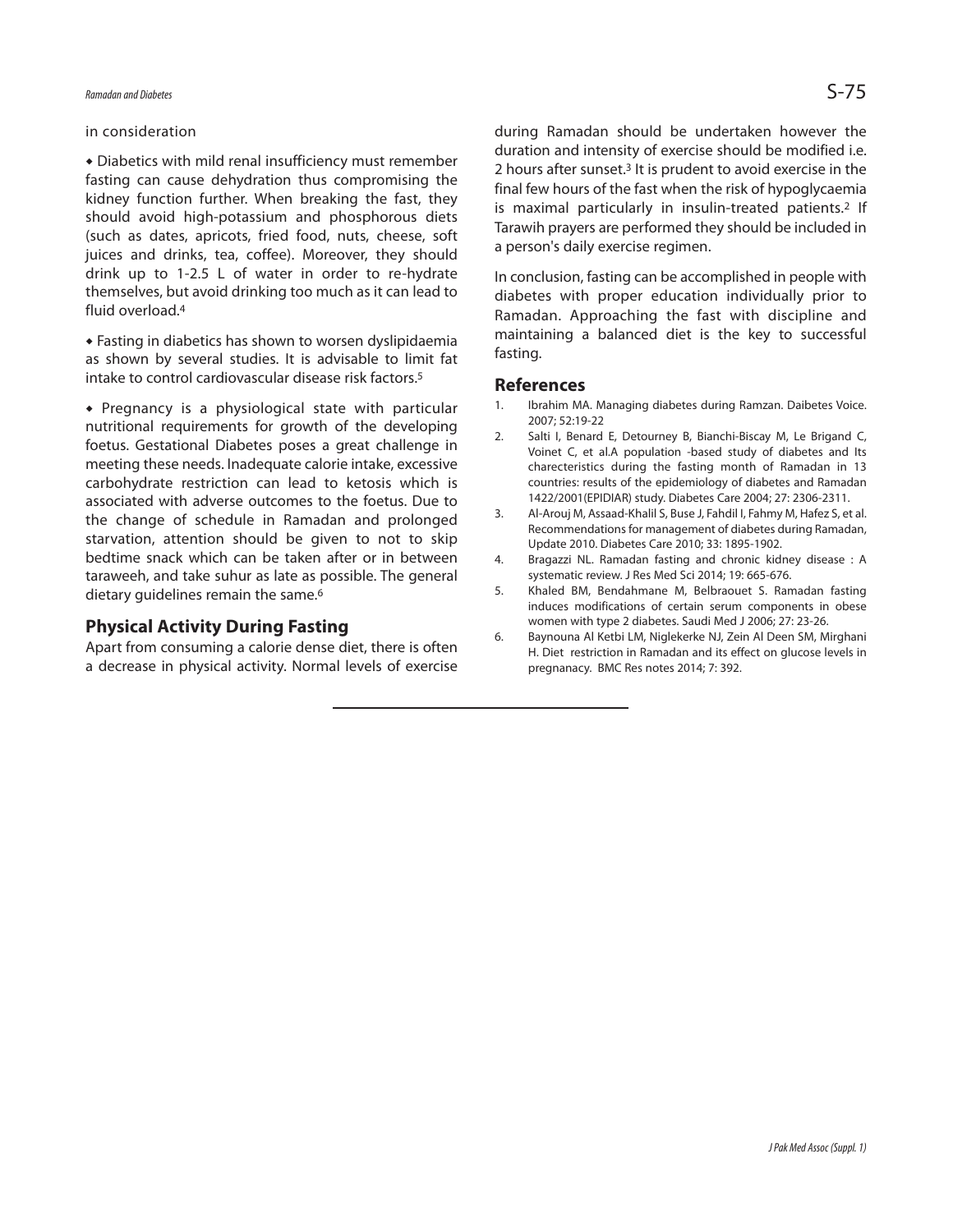in consideration

- Diabetics with mild renal insufficiency must remember fasting can cause dehydration thus compromising the kidney function further. When breaking the fast, they should avoid high-potassium and phosphorous diets (such as dates, apricots, fried food, nuts, cheese, soft juices and drinks, tea, coffee). Moreover, they should drink up to 1-2.5 L of water in order to re-hydrate themselves, but avoid drinking too much as it can lead to fluid overload.[4]

- Fasting in diabetics has shown to worsen dyslipidaemia as shown by several studies. It is advisable to limit fat intake to control cardiovascular disease risk factors.[5]

- Pregnancy is a physiological state with particular nutritional requirements for growth of the developing foetus. Gestational Diabetes poses a great challenge in meeting these needs. Inadequate calorie intake, excessive carbohydrate restriction can lead to ketosis which is associated with adverse outcomes to the foetus. Due to the change of schedule in Ramadan and prolonged starvation, attention should be given to not to skip bedtime snack which can be taken after or in between taraweeh, and take suhur as late as possible. The general dietary guidelines remain the same.[6]

## Physical Activity During Fasting

Apart from consuming a calorie dense diet, there is often a decrease in physical activity. Normal levels of exercise during Ramadan should be undertaken however the duration and intensity of exercise should be modified i.e. 2 hours after sunset.[3] It is prudent to avoid exercise in the final few hours of the fast when the risk of hypoglycaemia is maximal particularly in insulin-treated patients.[2] If Tarawih prayers are performed they should be included in a person's daily exercise regimen.

In conclusion, fasting can be accomplished in people with diabetes with proper education individually prior to Ramadan. Approaching the fast with discipline and maintaining a balanced diet is the key to successful fasting.

## References

1. Ibrahim MA. Managing diabetes during Ramzan. Daibetes Voice. 2007; 52:19-22
2. Salti I, Benard E, Detourney B, Bianchi-Biscay M, Le Brigand C, Voinet C, et al.A population -based study of diabetes and Its charecteristics during the fasting month of Ramadan in 13 countries: results of the epidemiology of diabetes and Ramadan 1422/2001(EPIDIAR) study. Diabetes Care 2004; 27: 2306-2311.
3. Al-Arouj M, Assaad-Khalil S, Buse J, Fahdil I, Fahmy M, Hafez S, et al. Recommendations for management of diabetes during Ramadan, Update 2010. Diabetes Care 2010; 33: 1895-1902.
4. Bragazzi NL. Ramadan fasting and chronic kidney disease : A systematic review. J Res Med Sci 2014; 19: 665-676.
5. Khaled BM, Bendahmane M, Belbraouet S. Ramadan fasting induces modifications of certain serum components in obese women with type 2 diabetes. Saudi Med J 2006; 27: 23-26.
6. Baynouna Al Ketbi LM, Niglekerke NJ, Zein Al Deen SM, Mirghani H. Diet restriction in Ramadan and its effect on glucose levels in pregnanacy. BMC Res notes 2014; 7: 392.